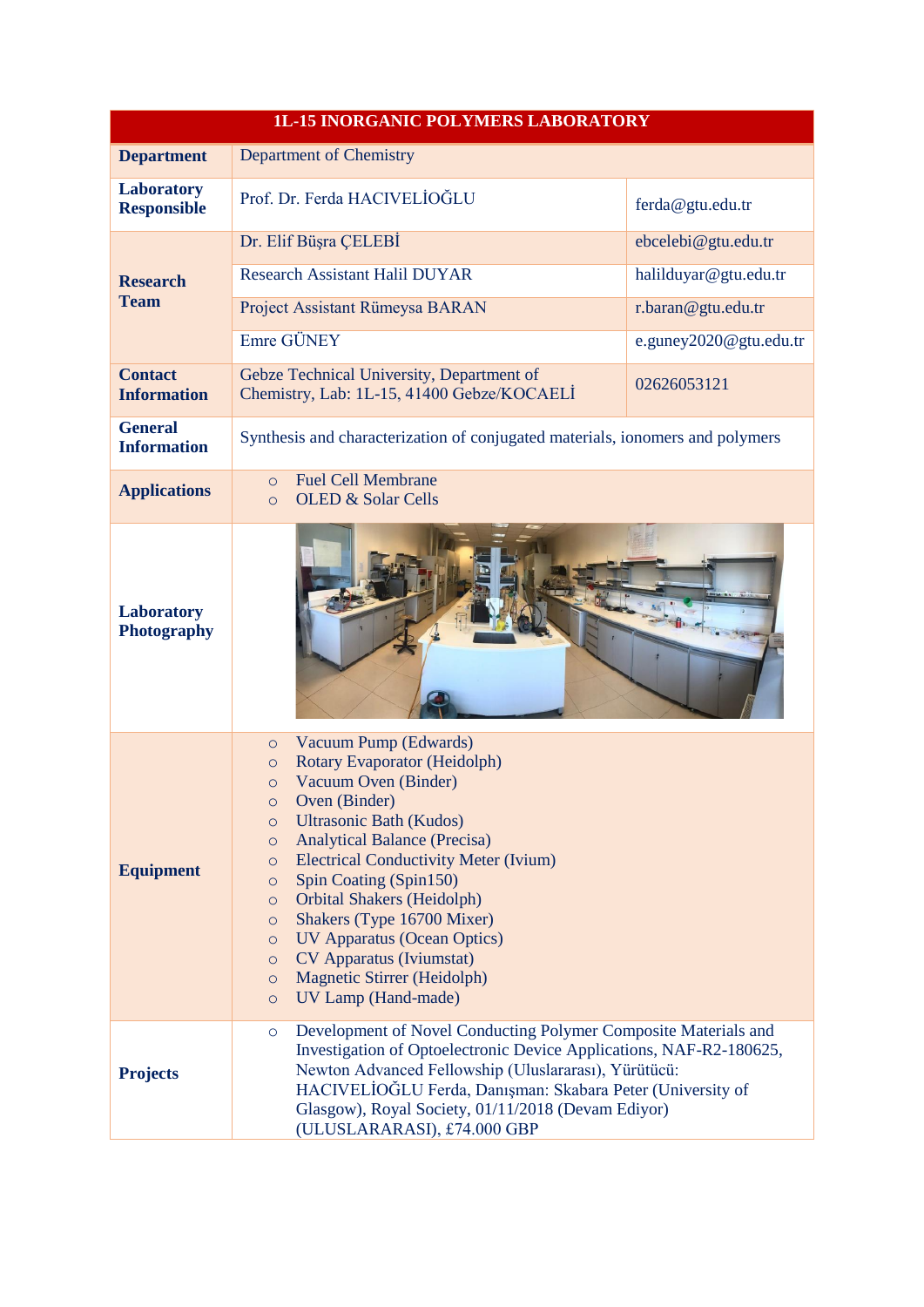| 1L-15 INORGANIC POLYMERS LABORATORY | | |
|---|---|---|
| **Department** | Department of Chemistry | |
| **Laboratory Responsible** | Prof. Dr. Ferda HACIVELİOĞLU | ferda@gtu.edu.tr |
| **Research Team** | Dr. Elif Büşra ÇELEBİ | ebcelebi@gtu.edu.tr |
| | Research Assistant Halil DUYAR | halilduyar@gtu.edu.tr |
| | Project Assistant Rümeysa BARAN | r.baran@gtu.edu.tr |
| | Emre GÜNEY | e.guney2020@gtu.edu.tr |
| **Contact Information** | Gebze Technical University, Department of Chemistry, Lab: 1L-15, 41400 Gebze/KOCAELİ | 02626053121 |
| **General Information** | Synthesis and characterization of conjugated materials, ionomers and polymers | |
| **Applications** | ○ Fuel Cell Membrane<br>○ OLED & Solar Cells | |
| **Laboratory Photography** | | |
| **Equipment** | ○ Vacuum Pump (Edwards)<br>○ Rotary Evaporator (Heidolph)<br>○ Vacuum Oven (Binder)<br>○ Oven (Binder)<br>○ Ultrasonic Bath (Kudos)<br>○ Analytical Balance (Precisa)<br>○ Electrical Conductivity Meter (Ivium)<br>○ Spin Coating (Spin150)<br>○ Orbital Shakers (Heidolph)<br>○ Shakers (Type 16700 Mixer)<br>○ UV Apparatus (Ocean Optics)<br>○ CV Apparatus (Iviumstat)<br>○ Magnetic Stirrer (Heidolph)<br>○ UV Lamp (Hand-made) | |
| **Projects** | ○ Development of Novel Conducting Polymer Composite Materials and Investigation of Optoelectronic Device Applications, NAF-R2-180625, Newton Advanced Fellowship (Uluslararası), Yürütücü: HACIVELİOĞLU Ferda, Danışman: Skabara Peter (University of Glasgow), Royal Society, 01/11/2018 (Devam Ediyor) (ULUSLARARASI), £74.000 GBP | |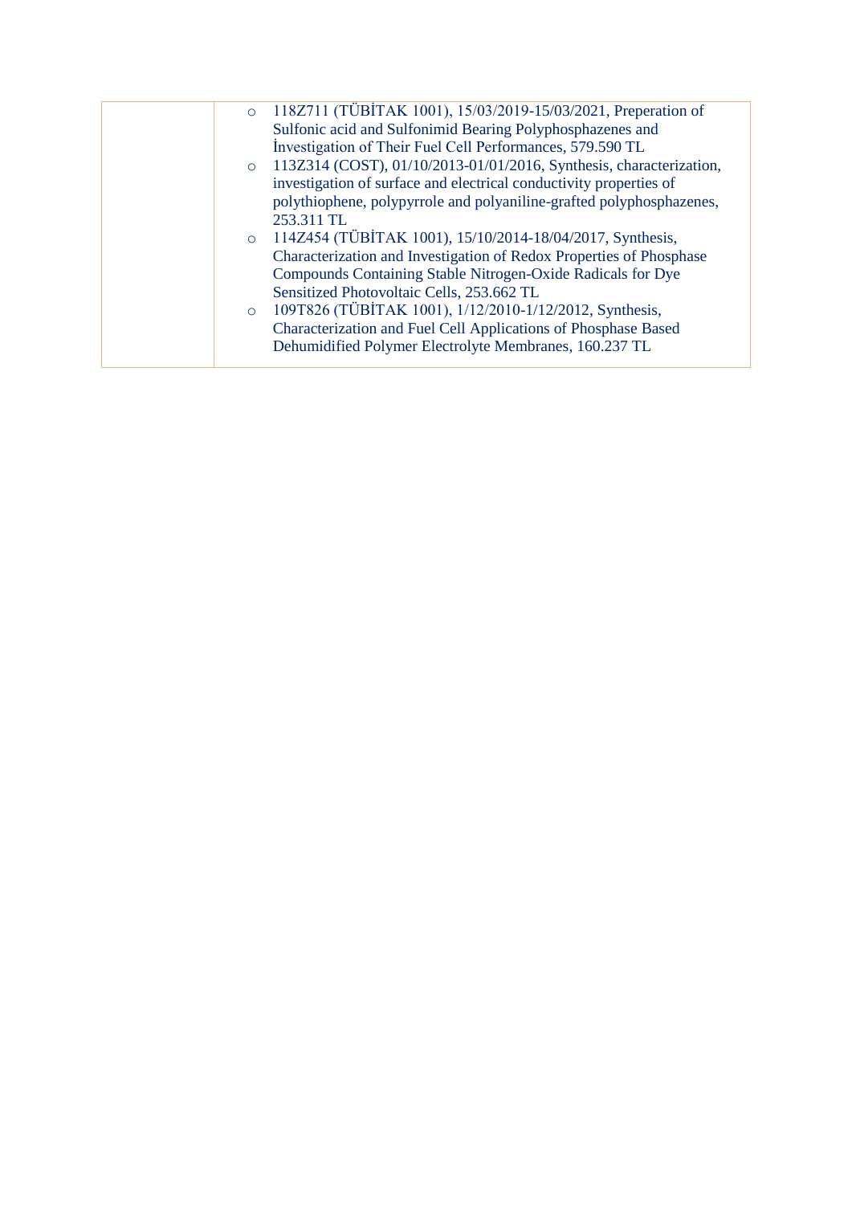| | |
|---|---|
| | - 118Z711 (TÜBİTAK 1001), 15/03/2019-15/03/2021, Preperation of Sulfonic acid and Sulfonimid Bearing Polyphosphazenes and İnvestigation of Their Fuel Cell Performances, 579.590 TL<br>- 113Z314 (COST), 01/10/2013-01/01/2016, Synthesis, characterization, investigation of surface and electrical conductivity properties of polythiophene, polypyrrole and polyaniline-grafted polyphosphazenes, 253.311 TL<br>- 114Z454 (TÜBİTAK 1001), 15/10/2014-18/04/2017, Synthesis, Characterization and Investigation of Redox Properties of Phosphase Compounds Containing Stable Nitrogen-Oxide Radicals for Dye Sensitized Photovoltaic Cells, 253.662 TL<br>- 109T826 (TÜBİTAK 1001), 1/12/2010-1/12/2012, Synthesis, Characterization and Fuel Cell Applications of Phosphase Based Dehumidified Polymer Electrolyte Membranes, 160.237 TL |